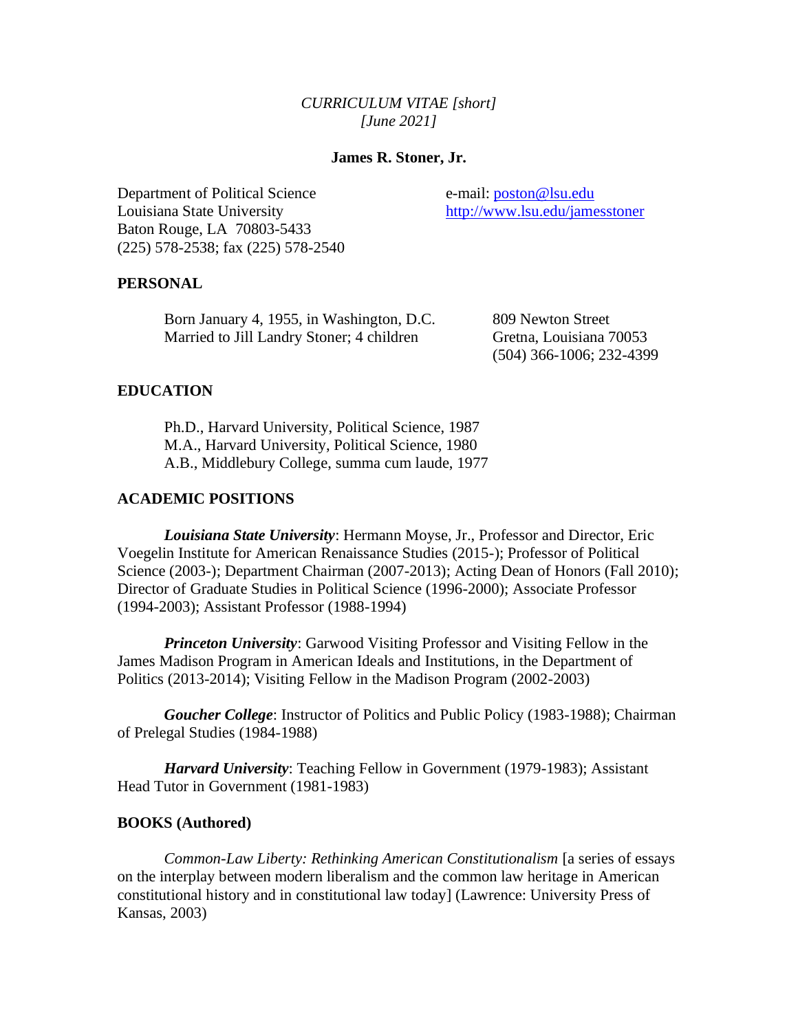*CURRICULUM VITAE [short]*
*[June 2021]*

**James R. Stoner, Jr.**

Department of Political Science
Louisiana State University
Baton Rouge, LA 70803-5433
(225) 578-2538; fax (225) 578-2540

e-mail: poston@lsu.edu
http://www.lsu.edu/jamesstoner

## PERSONAL

Born January 4, 1955, in Washington, D.C.
Married to Jill Landry Stoner; 4 children

809 Newton Street
Gretna, Louisiana 70053
(504) 366-1006; 232-4399

## EDUCATION

Ph.D., Harvard University, Political Science, 1987
M.A., Harvard University, Political Science, 1980
A.B., Middlebury College, summa cum laude, 1977

## ACADEMIC POSITIONS

***Louisiana State University***: Hermann Moyse, Jr., Professor and Director, Eric Voegelin Institute for American Renaissance Studies (2015-); Professor of Political Science (2003-); Department Chairman (2007-2013); Acting Dean of Honors (Fall 2010); Director of Graduate Studies in Political Science (1996-2000); Associate Professor (1994-2003); Assistant Professor (1988-1994)

***Princeton University***: Garwood Visiting Professor and Visiting Fellow in the James Madison Program in American Ideals and Institutions, in the Department of Politics (2013-2014); Visiting Fellow in the Madison Program (2002-2003)

***Goucher College***: Instructor of Politics and Public Policy (1983-1988); Chairman of Prelegal Studies (1984-1988)

***Harvard University***: Teaching Fellow in Government (1979-1983); Assistant Head Tutor in Government (1981-1983)

## BOOKS (Authored)

*Common-Law Liberty: Rethinking American Constitutionalism* [a series of essays on the interplay between modern liberalism and the common law heritage in American constitutional history and in constitutional law today] (Lawrence: University Press of Kansas, 2003)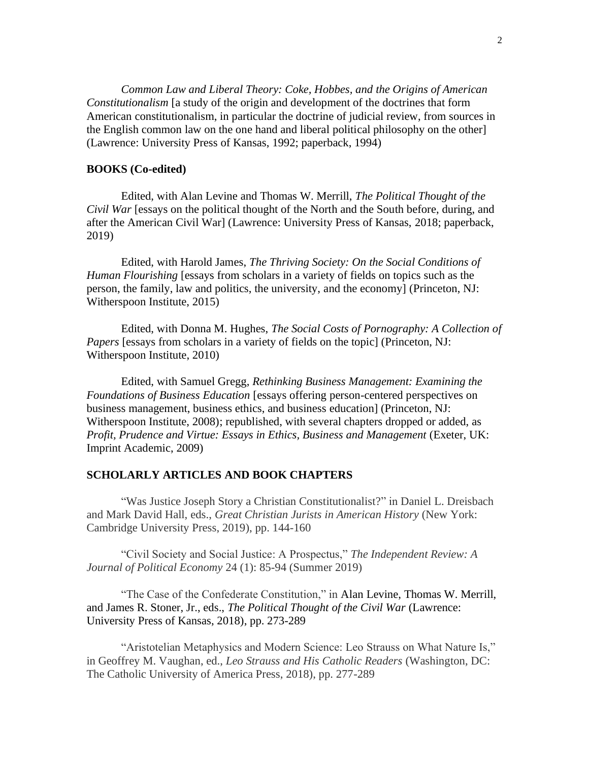*Common Law and Liberal Theory: Coke, Hobbes, and the Origins of American Constitutionalism* [a study of the origin and development of the doctrines that form American constitutionalism, in particular the doctrine of judicial review, from sources in the English common law on the one hand and liberal political philosophy on the other] (Lawrence: University Press of Kansas, 1992; paperback, 1994)

**BOOKS (Co-edited)**

Edited, with Alan Levine and Thomas W. Merrill, *The Political Thought of the Civil War* [essays on the political thought of the North and the South before, during, and after the American Civil War] (Lawrence: University Press of Kansas, 2018; paperback, 2019)

Edited, with Harold James, *The Thriving Society: On the Social Conditions of Human Flourishing* [essays from scholars in a variety of fields on topics such as the person, the family, law and politics, the university, and the economy] (Princeton, NJ: Witherspoon Institute, 2015)

Edited, with Donna M. Hughes, *The Social Costs of Pornography: A Collection of Papers* [essays from scholars in a variety of fields on the topic] (Princeton, NJ: Witherspoon Institute, 2010)

Edited, with Samuel Gregg, *Rethinking Business Management: Examining the Foundations of Business Education* [essays offering person-centered perspectives on business management, business ethics, and business education] (Princeton, NJ: Witherspoon Institute, 2008); republished, with several chapters dropped or added, as *Profit, Prudence and Virtue: Essays in Ethics, Business and Management* (Exeter, UK: Imprint Academic, 2009)

**SCHOLARLY ARTICLES AND BOOK CHAPTERS**

"Was Justice Joseph Story a Christian Constitutionalist?" in Daniel L. Dreisbach and Mark David Hall, eds., *Great Christian Jurists in American History* (New York: Cambridge University Press, 2019), pp. 144-160

"Civil Society and Social Justice: A Prospectus," *The Independent Review: A Journal of Political Economy* 24 (1): 85-94 (Summer 2019)

"The Case of the Confederate Constitution," in Alan Levine, Thomas W. Merrill, and James R. Stoner, Jr., eds., *The Political Thought of the Civil War* (Lawrence: University Press of Kansas, 2018), pp. 273-289

"Aristotelian Metaphysics and Modern Science: Leo Strauss on What Nature Is," in Geoffrey M. Vaughan, ed., *Leo Strauss and His Catholic Readers* (Washington, DC: The Catholic University of America Press, 2018), pp. 277-289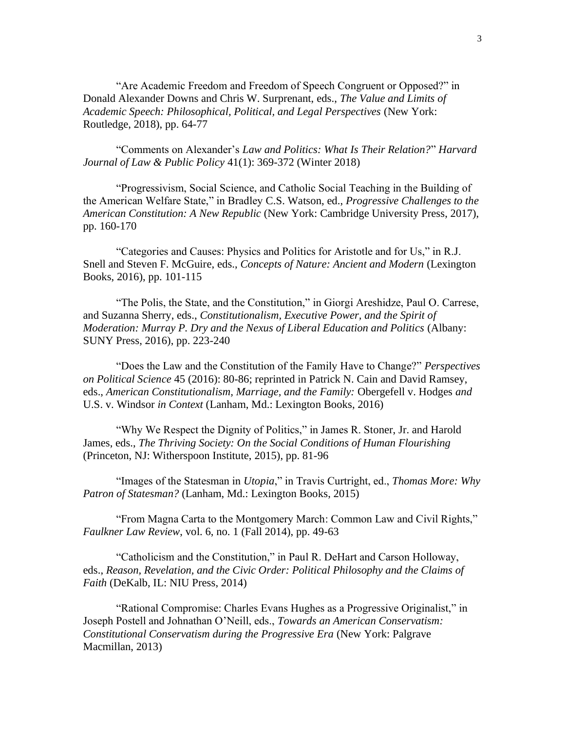"Are Academic Freedom and Freedom of Speech Congruent or Opposed?" in Donald Alexander Downs and Chris W. Surprenant, eds., *The Value and Limits of Academic Speech: Philosophical, Political, and Legal Perspectives* (New York: Routledge, 2018), pp. 64-77

"Comments on Alexander's *Law and Politics: What Is Their Relation?*" *Harvard Journal of Law & Public Policy* 41(1): 369-372 (Winter 2018)

"Progressivism, Social Science, and Catholic Social Teaching in the Building of the American Welfare State," in Bradley C.S. Watson, ed., *Progressive Challenges to the American Constitution: A New Republic* (New York: Cambridge University Press, 2017), pp. 160-170

"Categories and Causes: Physics and Politics for Aristotle and for Us," in R.J. Snell and Steven F. McGuire, eds., *Concepts of Nature: Ancient and Modern* (Lexington Books, 2016), pp. 101-115

"The Polis, the State, and the Constitution," in Giorgi Areshidze, Paul O. Carrese, and Suzanna Sherry, eds., *Constitutionalism, Executive Power, and the Spirit of Moderation: Murray P. Dry and the Nexus of Liberal Education and Politics* (Albany: SUNY Press, 2016), pp. 223-240

"Does the Law and the Constitution of the Family Have to Change?" *Perspectives on Political Science* 45 (2016): 80-86; reprinted in Patrick N. Cain and David Ramsey, eds., *American Constitutionalism, Marriage, and the Family:* Obergefell v. Hodges *and* U.S. v. Windsor *in Context* (Lanham, Md.: Lexington Books, 2016)

"Why We Respect the Dignity of Politics," in James R. Stoner, Jr. and Harold James, eds., *The Thriving Society: On the Social Conditions of Human Flourishing* (Princeton, NJ: Witherspoon Institute, 2015), pp. 81-96

"Images of the Statesman in *Utopia*," in Travis Curtright, ed., *Thomas More: Why Patron of Statesman?* (Lanham, Md.: Lexington Books, 2015)

"From Magna Carta to the Montgomery March: Common Law and Civil Rights," *Faulkner Law Review*, vol. 6, no. 1 (Fall 2014), pp. 49-63

"Catholicism and the Constitution," in Paul R. DeHart and Carson Holloway, eds., *Reason, Revelation, and the Civic Order: Political Philosophy and the Claims of Faith* (DeKalb, IL: NIU Press, 2014)

"Rational Compromise: Charles Evans Hughes as a Progressive Originalist," in Joseph Postell and Johnathan O'Neill, eds., *Towards an American Conservatism: Constitutional Conservatism during the Progressive Era* (New York: Palgrave Macmillan, 2013)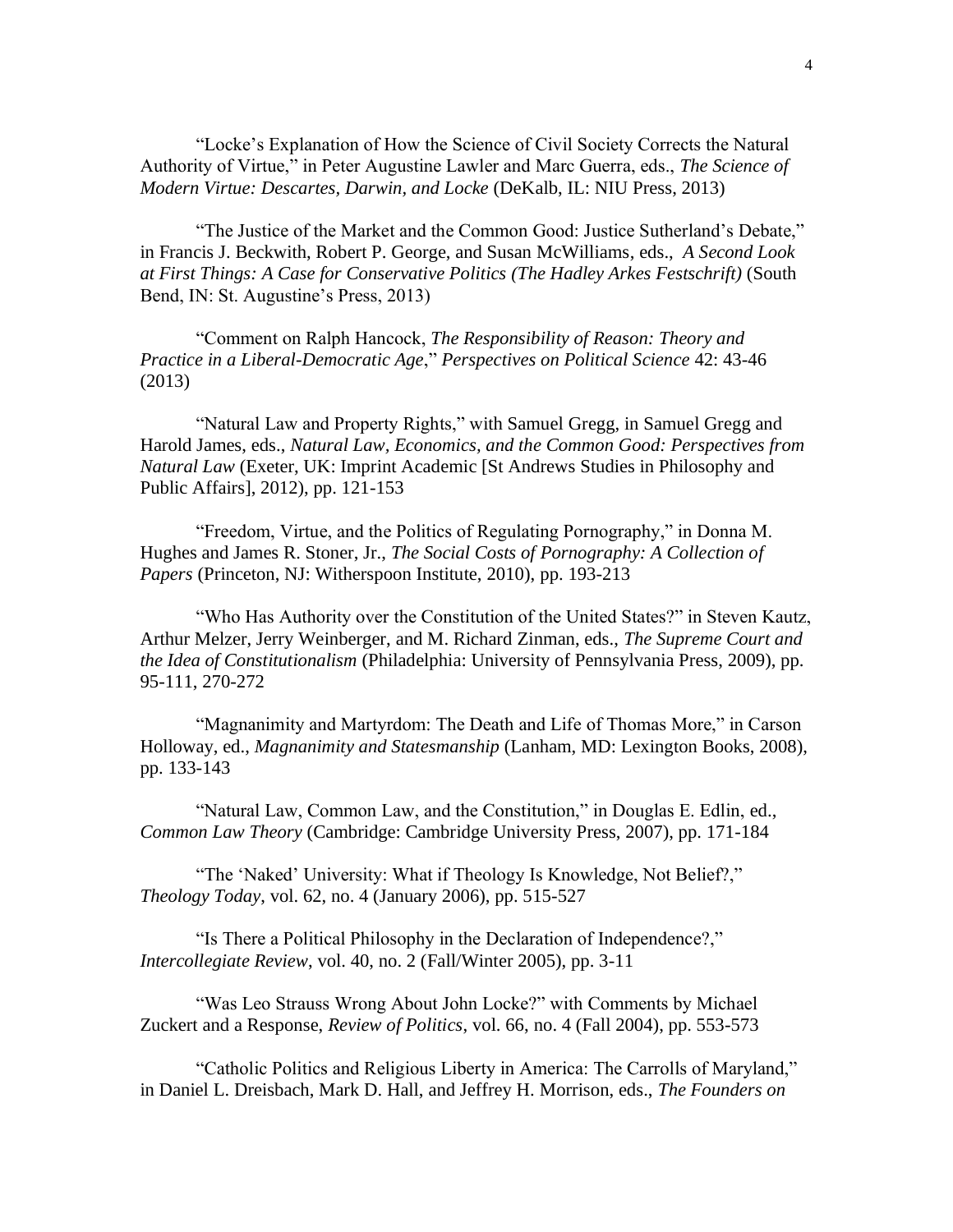"Locke's Explanation of How the Science of Civil Society Corrects the Natural Authority of Virtue," in Peter Augustine Lawler and Marc Guerra, eds., *The Science of Modern Virtue: Descartes, Darwin, and Locke* (DeKalb, IL: NIU Press, 2013)

"The Justice of the Market and the Common Good: Justice Sutherland's Debate," in Francis J. Beckwith, Robert P. George, and Susan McWilliams, eds., *A Second Look at First Things: A Case for Conservative Politics (The Hadley Arkes Festschrift)* (South Bend, IN: St. Augustine's Press, 2013)

"Comment on Ralph Hancock, *The Responsibility of Reason: Theory and Practice in a Liberal-Democratic Age*," *Perspectives on Political Science* 42: 43-46 (2013)

"Natural Law and Property Rights," with Samuel Gregg, in Samuel Gregg and Harold James, eds., *Natural Law, Economics, and the Common Good: Perspectives from Natural Law* (Exeter, UK: Imprint Academic [St Andrews Studies in Philosophy and Public Affairs], 2012), pp. 121-153

"Freedom, Virtue, and the Politics of Regulating Pornography," in Donna M. Hughes and James R. Stoner, Jr., *The Social Costs of Pornography: A Collection of Papers* (Princeton, NJ: Witherspoon Institute, 2010), pp. 193-213

"Who Has Authority over the Constitution of the United States?" in Steven Kautz, Arthur Melzer, Jerry Weinberger, and M. Richard Zinman, eds., *The Supreme Court and the Idea of Constitutionalism* (Philadelphia: University of Pennsylvania Press, 2009), pp. 95-111, 270-272

"Magnanimity and Martyrdom: The Death and Life of Thomas More," in Carson Holloway, ed., *Magnanimity and Statesmanship* (Lanham, MD: Lexington Books, 2008), pp. 133-143

"Natural Law, Common Law, and the Constitution," in Douglas E. Edlin, ed., *Common Law Theory* (Cambridge: Cambridge University Press, 2007), pp. 171-184

"The 'Naked' University: What if Theology Is Knowledge, Not Belief?," *Theology Today*, vol. 62, no. 4 (January 2006), pp. 515-527

"Is There a Political Philosophy in the Declaration of Independence?," *Intercollegiate Review*, vol. 40, no. 2 (Fall/Winter 2005), pp. 3-11

"Was Leo Strauss Wrong About John Locke?" with Comments by Michael Zuckert and a Response, *Review of Politics*, vol. 66, no. 4 (Fall 2004), pp. 553-573

"Catholic Politics and Religious Liberty in America: The Carrolls of Maryland," in Daniel L. Dreisbach, Mark D. Hall, and Jeffrey H. Morrison, eds., *The Founders on*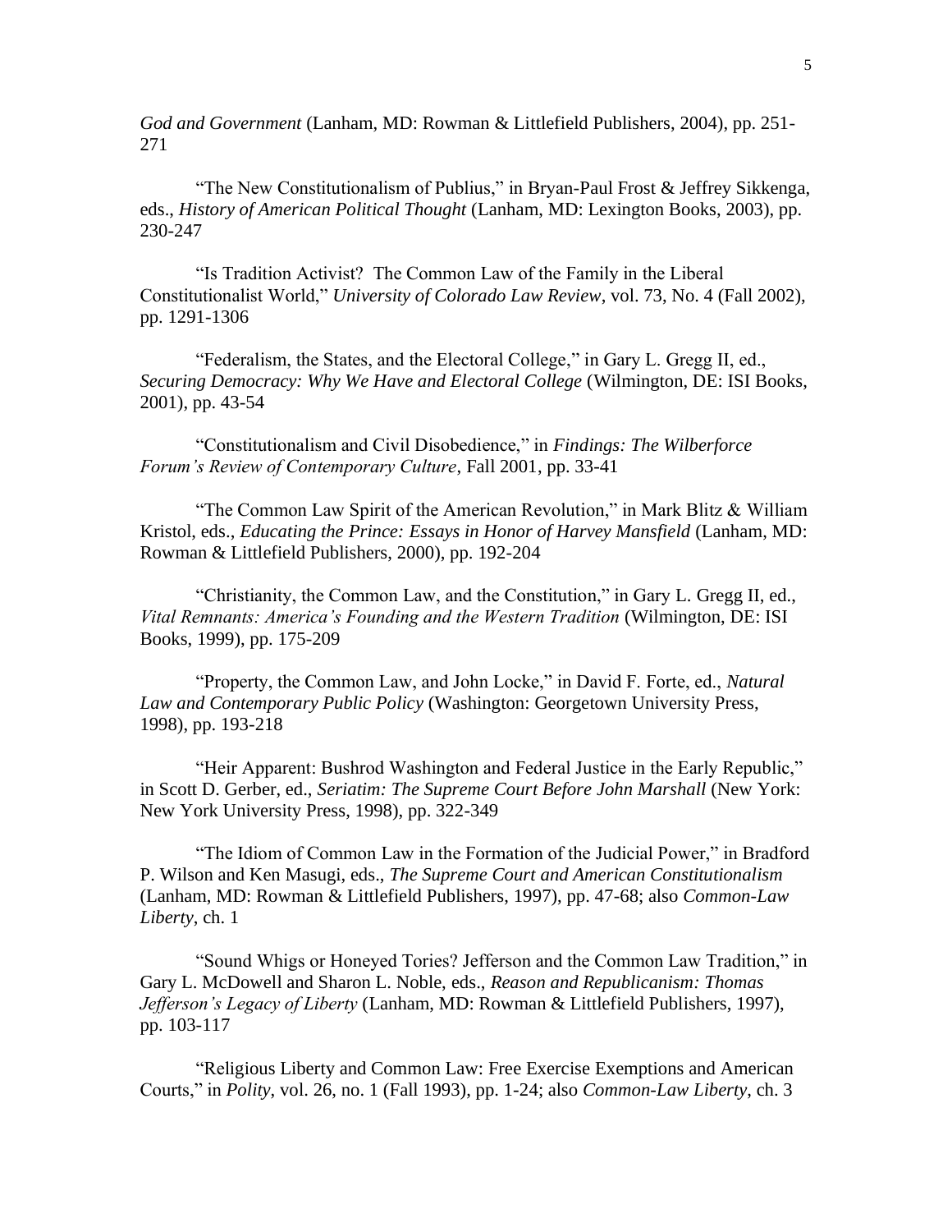*God and Government* (Lanham, MD: Rowman & Littlefield Publishers, 2004), pp. 251-271

"The New Constitutionalism of Publius," in Bryan-Paul Frost & Jeffrey Sikkenga, eds., *History of American Political Thought* (Lanham, MD: Lexington Books, 2003), pp. 230-247

"Is Tradition Activist? The Common Law of the Family in the Liberal Constitutionalist World," *University of Colorado Law Review*, vol. 73, No. 4 (Fall 2002), pp. 1291-1306

"Federalism, the States, and the Electoral College," in Gary L. Gregg II, ed., *Securing Democracy: Why We Have and Electoral College* (Wilmington, DE: ISI Books, 2001), pp. 43-54

"Constitutionalism and Civil Disobedience," in *Findings: The Wilberforce Forum's Review of Contemporary Culture*, Fall 2001, pp. 33-41

"The Common Law Spirit of the American Revolution," in Mark Blitz & William Kristol, eds., *Educating the Prince: Essays in Honor of Harvey Mansfield* (Lanham, MD: Rowman & Littlefield Publishers, 2000), pp. 192-204

"Christianity, the Common Law, and the Constitution," in Gary L. Gregg II, ed., *Vital Remnants: America's Founding and the Western Tradition* (Wilmington, DE: ISI Books, 1999), pp. 175-209

"Property, the Common Law, and John Locke," in David F. Forte, ed., *Natural Law and Contemporary Public Policy* (Washington: Georgetown University Press, 1998), pp. 193-218

"Heir Apparent: Bushrod Washington and Federal Justice in the Early Republic," in Scott D. Gerber, ed., *Seriatim: The Supreme Court Before John Marshall* (New York: New York University Press, 1998), pp. 322-349

"The Idiom of Common Law in the Formation of the Judicial Power," in Bradford P. Wilson and Ken Masugi, eds., *The Supreme Court and American Constitutionalism* (Lanham, MD: Rowman & Littlefield Publishers, 1997), pp. 47-68; also *Common-Law Liberty*, ch. 1

"Sound Whigs or Honeyed Tories? Jefferson and the Common Law Tradition," in Gary L. McDowell and Sharon L. Noble, eds., *Reason and Republicanism: Thomas Jefferson's Legacy of Liberty* (Lanham, MD: Rowman & Littlefield Publishers, 1997), pp. 103-117

"Religious Liberty and Common Law: Free Exercise Exemptions and American Courts," in *Polity*, vol. 26, no. 1 (Fall 1993), pp. 1-24; also *Common-Law Liberty*, ch. 3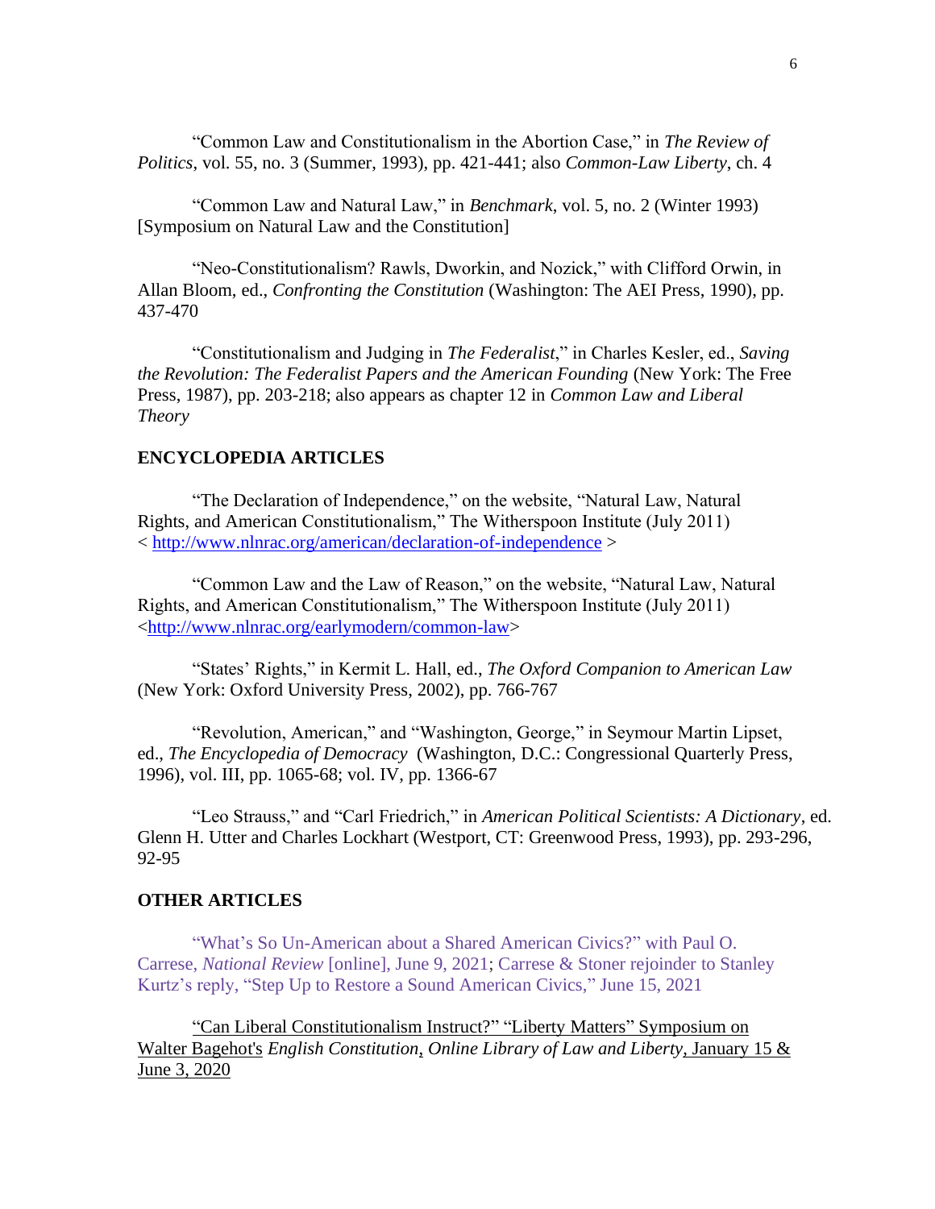"Common Law and Constitutionalism in the Abortion Case," in *The Review of Politics*, vol. 55, no. 3 (Summer, 1993), pp. 421-441; also *Common-Law Liberty*, ch. 4

"Common Law and Natural Law," in *Benchmark*, vol. 5, no. 2 (Winter 1993) [Symposium on Natural Law and the Constitution]

"Neo-Constitutionalism? Rawls, Dworkin, and Nozick," with Clifford Orwin, in Allan Bloom, ed., *Confronting the Constitution* (Washington: The AEI Press, 1990), pp. 437-470

"Constitutionalism and Judging in *The Federalist*," in Charles Kesler, ed., *Saving the Revolution: The Federalist Papers and the American Founding* (New York: The Free Press, 1987), pp. 203-218; also appears as chapter 12 in *Common Law and Liberal Theory*

## ENCYCLOPEDIA ARTICLES

"The Declaration of Independence," on the website, "Natural Law, Natural Rights, and American Constitutionalism," The Witherspoon Institute (July 2011) < http://www.nlnrac.org/american/declaration-of-independence >

"Common Law and the Law of Reason," on the website, "Natural Law, Natural Rights, and American Constitutionalism," The Witherspoon Institute (July 2011) <http://www.nlnrac.org/earlymodern/common-law>

"States' Rights," in Kermit L. Hall, ed., *The Oxford Companion to American Law* (New York: Oxford University Press, 2002), pp. 766-767

"Revolution, American," and "Washington, George," in Seymour Martin Lipset, ed., *The Encyclopedia of Democracy* (Washington, D.C.: Congressional Quarterly Press, 1996), vol. III, pp. 1065-68; vol. IV, pp. 1366-67

"Leo Strauss," and "Carl Friedrich," in *American Political Scientists: A Dictionary*, ed. Glenn H. Utter and Charles Lockhart (Westport, CT: Greenwood Press, 1993), pp. 293-296, 92-95

## OTHER ARTICLES

"What's So Un-American about a Shared American Civics?" with Paul O. Carrese, *National Review* [online], June 9, 2021; Carrese & Stoner rejoinder to Stanley Kurtz's reply, "Step Up to Restore a Sound American Civics," June 15, 2021

"Can Liberal Constitutionalism Instruct?" "Liberty Matters" Symposium on Walter Bagehot's *English Constitution*, *Online Library of Law and Liberty*, January 15 & June 3, 2020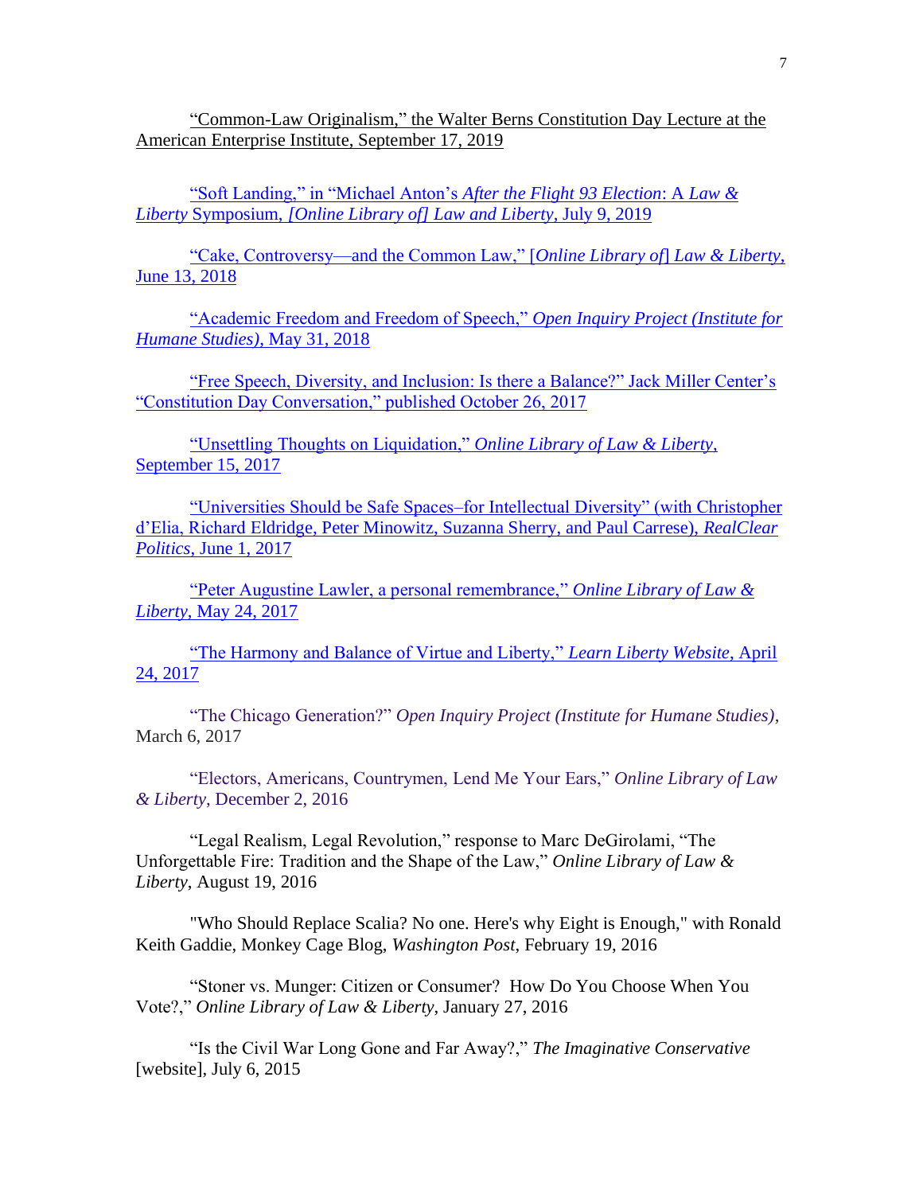"Common-Law Originalism," the Walter Berns Constitution Day Lecture at the American Enterprise Institute, September 17, 2019

"Soft Landing," in "Michael Anton's *After the Flight 93 Election*: A *Law & Liberty* Symposium, *[Online Library of] Law and Liberty*, July 9, 2019

"Cake, Controversy—and the Common Law," [*Online Library of*] *Law & Liberty*, June 13, 2018

"Academic Freedom and Freedom of Speech," *Open Inquiry Project (Institute for Humane Studies)*, May 31, 2018

"Free Speech, Diversity, and Inclusion: Is there a Balance?" Jack Miller Center's "Constitution Day Conversation," published October 26, 2017

"Unsettling Thoughts on Liquidation," *Online Library of Law & Liberty*, September 15, 2017

"Universities Should be Safe Spaces–for Intellectual Diversity" (with Christopher d'Elia, Richard Eldridge, Peter Minowitz, Suzanna Sherry, and Paul Carrese), *RealClear Politics*, June 1, 2017

"Peter Augustine Lawler, a personal remembrance," *Online Library of Law & Liberty*, May 24, 2017

"The Harmony and Balance of Virtue and Liberty," *Learn Liberty Website*, April 24, 2017

"The Chicago Generation?" *Open Inquiry Project (Institute for Humane Studies)*, March 6, 2017

"Electors, Americans, Countrymen, Lend Me Your Ears," *Online Library of Law & Liberty*, December 2, 2016

"Legal Realism, Legal Revolution," response to Marc DeGirolami, "The Unforgettable Fire: Tradition and the Shape of the Law," *Online Library of Law & Liberty*, August 19, 2016

"Who Should Replace Scalia? No one. Here's why Eight is Enough," with Ronald Keith Gaddie, Monkey Cage Blog, *Washington Post*, February 19, 2016

"Stoner vs. Munger: Citizen or Consumer? How Do You Choose When You Vote?," *Online Library of Law & Liberty*, January 27, 2016

"Is the Civil War Long Gone and Far Away?," *The Imaginative Conservative* [website], July 6, 2015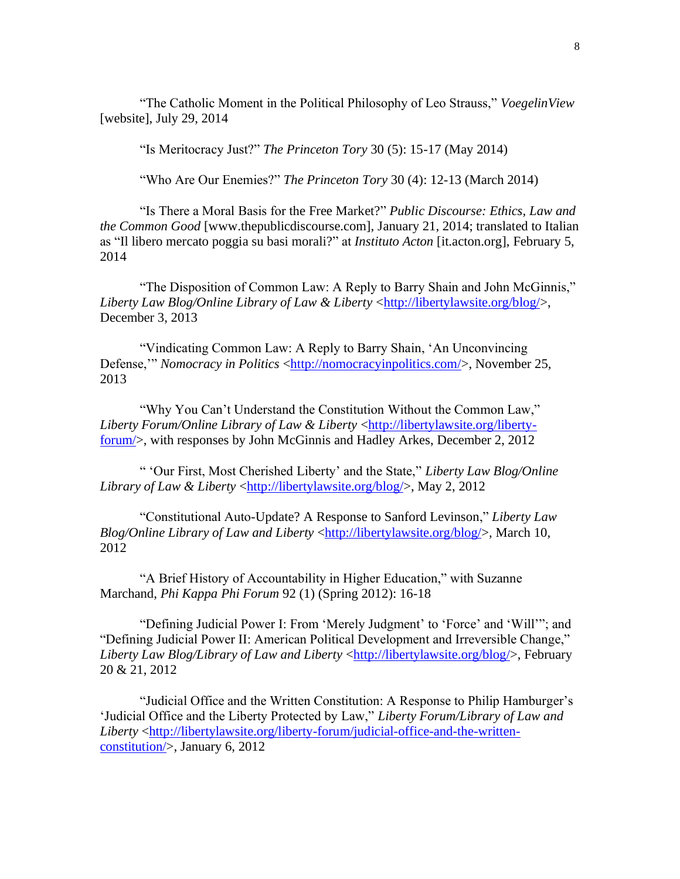"The Catholic Moment in the Political Philosophy of Leo Strauss," *VoegelinView* [website], July 29, 2014

"Is Meritocracy Just?" *The Princeton Tory* 30 (5): 15-17 (May 2014)

"Who Are Our Enemies?" *The Princeton Tory* 30 (4): 12-13 (March 2014)

"Is There a Moral Basis for the Free Market?" *Public Discourse: Ethics, Law and the Common Good* [www.thepublicdiscourse.com], January 21, 2014; translated to Italian as "Il libero mercato poggia su basi morali?" at *Instituto Acton* [it.acton.org], February 5, 2014

"The Disposition of Common Law: A Reply to Barry Shain and John McGinnis," *Liberty Law Blog/Online Library of Law & Liberty* <http://libertylawsite.org/blog/>, December 3, 2013

"Vindicating Common Law: A Reply to Barry Shain, 'An Unconvincing Defense,'" *Nomocracy in Politics* <http://nomocracyinpolitics.com/>, November 25, 2013

"Why You Can't Understand the Constitution Without the Common Law," *Liberty Forum/Online Library of Law & Liberty* <http://libertylawsite.org/liberty-forum/>, with responses by John McGinnis and Hadley Arkes, December 2, 2012

" 'Our First, Most Cherished Liberty' and the State," *Liberty Law Blog/Online Library of Law & Liberty* <http://libertylawsite.org/blog/>, May 2, 2012

"Constitutional Auto-Update? A Response to Sanford Levinson," *Liberty Law Blog/Online Library of Law and Liberty* <http://libertylawsite.org/blog/>, March 10, 2012

"A Brief History of Accountability in Higher Education," with Suzanne Marchand, *Phi Kappa Phi Forum* 92 (1) (Spring 2012): 16-18

"Defining Judicial Power I: From 'Merely Judgment' to 'Force' and 'Will'"; and "Defining Judicial Power II: American Political Development and Irreversible Change," *Liberty Law Blog/Library of Law and Liberty* <http://libertylawsite.org/blog/>, February 20 & 21, 2012

"Judicial Office and the Written Constitution: A Response to Philip Hamburger's 'Judicial Office and the Liberty Protected by Law," *Liberty Forum/Library of Law and Liberty* <http://libertylawsite.org/liberty-forum/judicial-office-and-the-written-constitution/>, January 6, 2012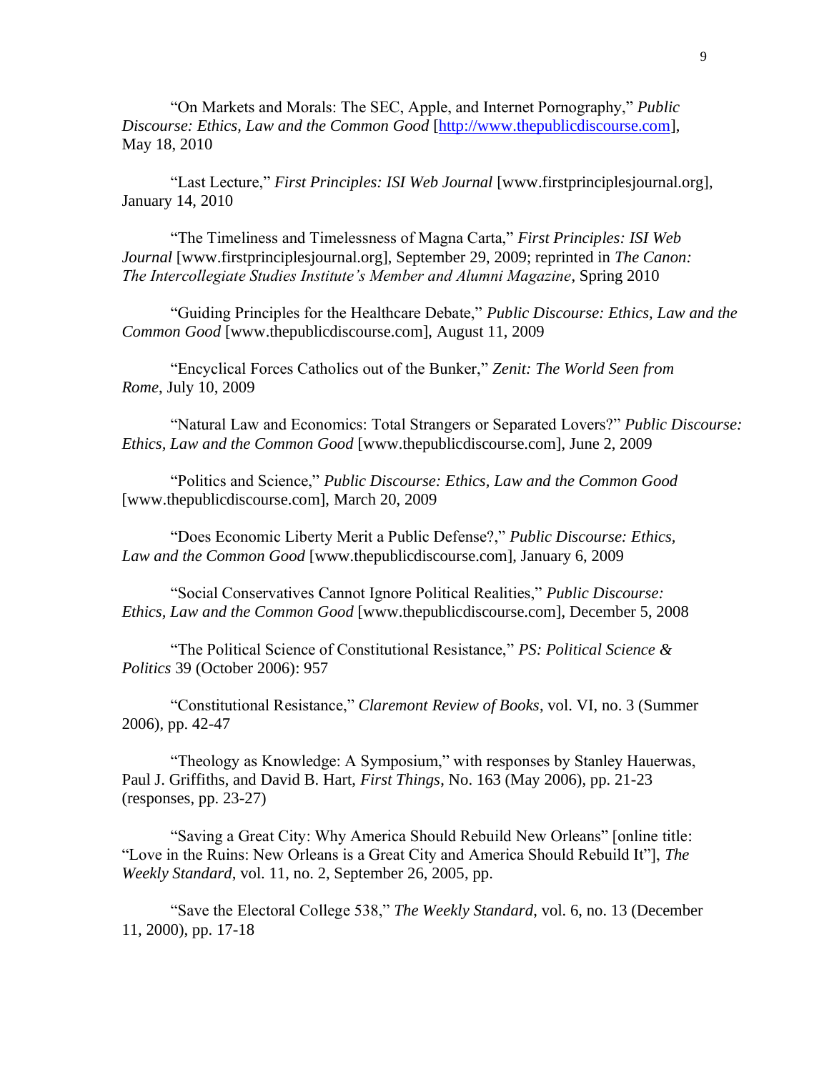"On Markets and Morals: The SEC, Apple, and Internet Pornography," *Public Discourse: Ethics, Law and the Common Good* [http://www.thepublicdiscourse.com], May 18, 2010

"Last Lecture," *First Principles: ISI Web Journal* [www.firstprinciplesjournal.org], January 14, 2010

"The Timeliness and Timelessness of Magna Carta," *First Principles: ISI Web Journal* [www.firstprinciplesjournal.org], September 29, 2009; reprinted in *The Canon: The Intercollegiate Studies Institute's Member and Alumni Magazine*, Spring 2010

"Guiding Principles for the Healthcare Debate," *Public Discourse: Ethics, Law and the Common Good* [www.thepublicdiscourse.com], August 11, 2009

"Encyclical Forces Catholics out of the Bunker," *Zenit: The World Seen from Rome*, July 10, 2009

"Natural Law and Economics: Total Strangers or Separated Lovers?" *Public Discourse: Ethics, Law and the Common Good* [www.thepublicdiscourse.com], June 2, 2009

"Politics and Science," *Public Discourse: Ethics, Law and the Common Good* [www.thepublicdiscourse.com], March 20, 2009

"Does Economic Liberty Merit a Public Defense?," *Public Discourse: Ethics, Law and the Common Good* [www.thepublicdiscourse.com], January 6, 2009

"Social Conservatives Cannot Ignore Political Realities," *Public Discourse: Ethics, Law and the Common Good* [www.thepublicdiscourse.com], December 5, 2008

"The Political Science of Constitutional Resistance," *PS: Political Science & Politics* 39 (October 2006): 957

"Constitutional Resistance," *Claremont Review of Books*, vol. VI, no. 3 (Summer 2006), pp. 42-47

"Theology as Knowledge: A Symposium," with responses by Stanley Hauerwas, Paul J. Griffiths, and David B. Hart, *First Things*, No. 163 (May 2006), pp. 21-23 (responses, pp. 23-27)

"Saving a Great City: Why America Should Rebuild New Orleans" [online title: "Love in the Ruins: New Orleans is a Great City and America Should Rebuild It"], *The Weekly Standard*, vol. 11, no. 2, September 26, 2005, pp.

"Save the Electoral College 538," *The Weekly Standard*, vol. 6, no. 13 (December 11, 2000), pp. 17-18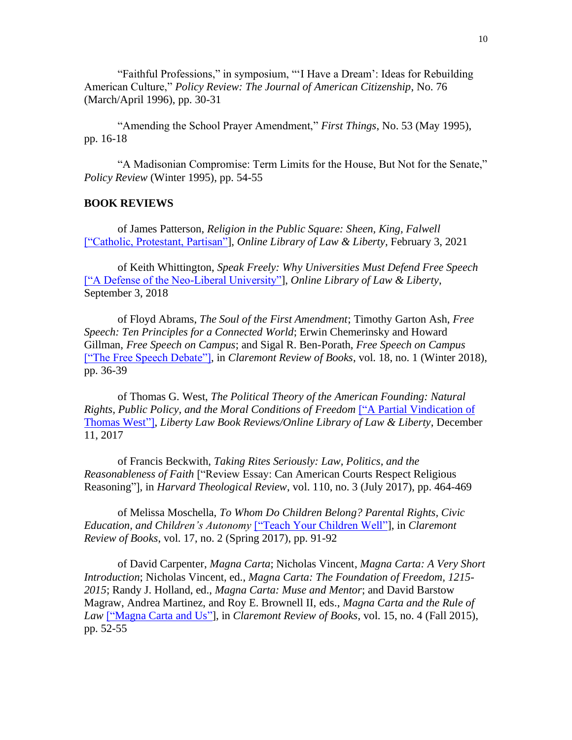"Faithful Professions," in symposium, "'I Have a Dream': Ideas for Rebuilding American Culture," *Policy Review: The Journal of American Citizenship*, No. 76 (March/April 1996), pp. 30-31

"Amending the School Prayer Amendment," *First Things*, No. 53 (May 1995), pp. 16-18

"A Madisonian Compromise: Term Limits for the House, But Not for the Senate," *Policy Review* (Winter 1995), pp. 54-55

**BOOK REVIEWS**

of James Patterson, *Religion in the Public Square: Sheen, King, Falwell* ["Catholic, Protestant, Partisan"], *Online Library of Law & Liberty*, February 3, 2021

of Keith Whittington, *Speak Freely: Why Universities Must Defend Free Speech* ["A Defense of the Neo-Liberal University"], *Online Library of Law & Liberty*, September 3, 2018

of Floyd Abrams, *The Soul of the First Amendment*; Timothy Garton Ash, *Free Speech: Ten Principles for a Connected World*; Erwin Chemerinsky and Howard Gillman, *Free Speech on Campus*; and Sigal R. Ben-Porath, *Free Speech on Campus* ["The Free Speech Debate"], in *Claremont Review of Books*, vol. 18, no. 1 (Winter 2018), pp. 36-39

of Thomas G. West, *The Political Theory of the American Founding: Natural Rights, Public Policy, and the Moral Conditions of Freedom* ["A Partial Vindication of Thomas West"], *Liberty Law Book Reviews/Online Library of Law & Liberty*, December 11, 2017

of Francis Beckwith, *Taking Rites Seriously: Law, Politics, and the Reasonableness of Faith* ["Review Essay: Can American Courts Respect Religious Reasoning"], in *Harvard Theological Review*, vol. 110, no. 3 (July 2017), pp. 464-469

of Melissa Moschella, *To Whom Do Children Belong? Parental Rights, Civic Education, and Children's Autonomy* ["Teach Your Children Well"], in *Claremont Review of Books*, vol. 17, no. 2 (Spring 2017), pp. 91-92

of David Carpenter, *Magna Carta*; Nicholas Vincent, *Magna Carta: A Very Short Introduction*; Nicholas Vincent, ed., *Magna Carta: The Foundation of Freedom, 1215-2015*; Randy J. Holland, ed., *Magna Carta: Muse and Mentor*; and David Barstow Magraw, Andrea Martinez, and Roy E. Brownell II, eds., *Magna Carta and the Rule of Law* ["Magna Carta and Us"], in *Claremont Review of Books*, vol. 15, no. 4 (Fall 2015), pp. 52-55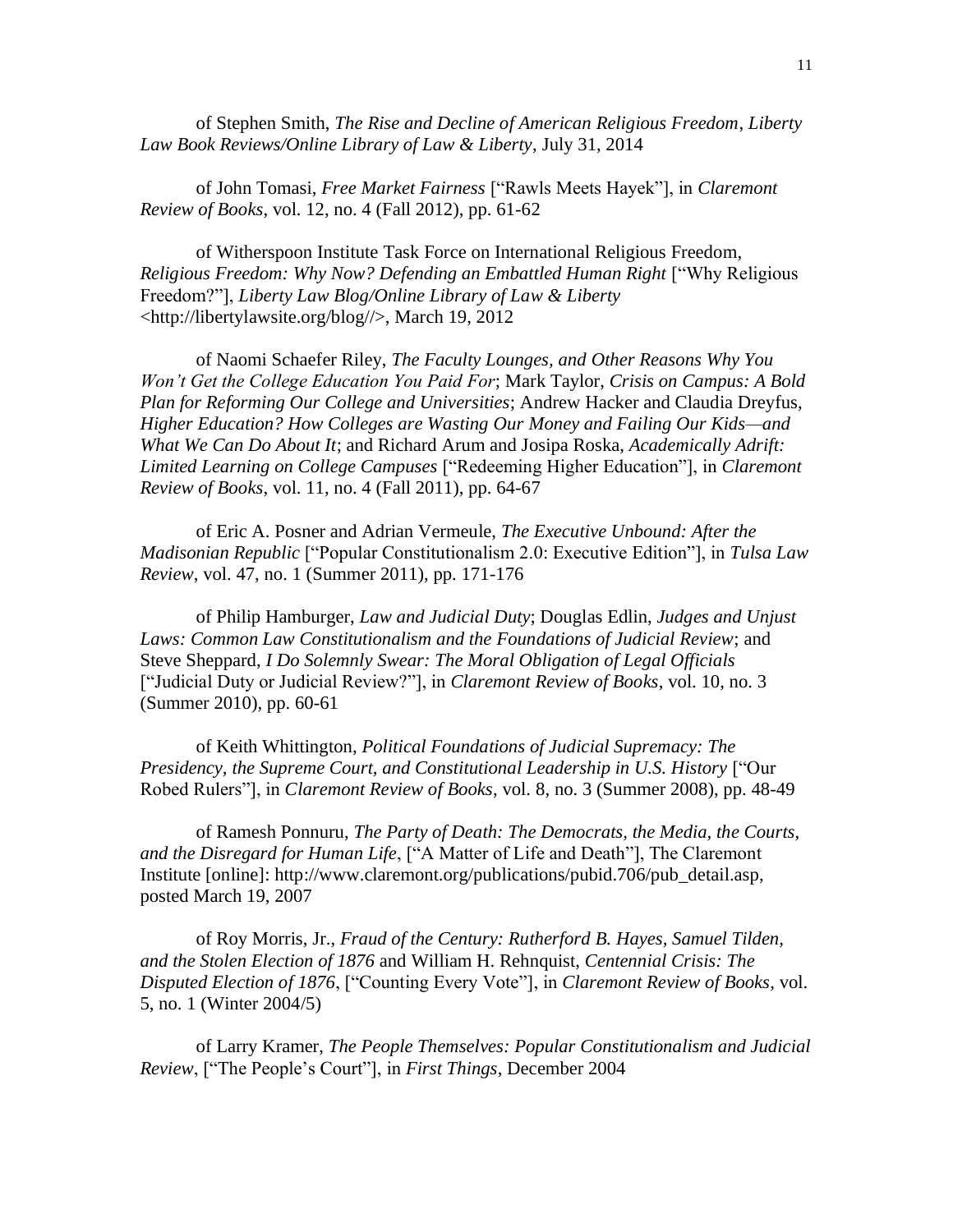of Stephen Smith, *The Rise and Decline of American Religious Freedom*, *Liberty Law Book Reviews/Online Library of Law & Liberty*, July 31, 2014

of John Tomasi, *Free Market Fairness* ["Rawls Meets Hayek"], in *Claremont Review of Books*, vol. 12, no. 4 (Fall 2012), pp. 61-62

of Witherspoon Institute Task Force on International Religious Freedom, *Religious Freedom: Why Now? Defending an Embattled Human Right* ["Why Religious Freedom?"], *Liberty Law Blog/Online Library of Law & Liberty* <http://libertylawsite.org/blog//>, March 19, 2012

of Naomi Schaefer Riley, *The Faculty Lounges, and Other Reasons Why You Won't Get the College Education You Paid For*; Mark Taylor, *Crisis on Campus: A Bold Plan for Reforming Our College and Universities*; Andrew Hacker and Claudia Dreyfus, *Higher Education? How Colleges are Wasting Our Money and Failing Our Kids—and What We Can Do About It*; and Richard Arum and Josipa Roska, *Academically Adrift: Limited Learning on College Campuses* ["Redeeming Higher Education"], in *Claremont Review of Books*, vol. 11, no. 4 (Fall 2011), pp. 64-67

of Eric A. Posner and Adrian Vermeule, *The Executive Unbound: After the Madisonian Republic* ["Popular Constitutionalism 2.0: Executive Edition"], in *Tulsa Law Review*, vol. 47, no. 1 (Summer 2011), pp. 171-176

of Philip Hamburger, *Law and Judicial Duty*; Douglas Edlin, *Judges and Unjust Laws: Common Law Constitutionalism and the Foundations of Judicial Review*; and Steve Sheppard, *I Do Solemnly Swear: The Moral Obligation of Legal Officials* ["Judicial Duty or Judicial Review?"], in *Claremont Review of Books*, vol. 10, no. 3 (Summer 2010), pp. 60-61

of Keith Whittington, *Political Foundations of Judicial Supremacy: The Presidency, the Supreme Court, and Constitutional Leadership in U.S. History* ["Our Robed Rulers"], in *Claremont Review of Books*, vol. 8, no. 3 (Summer 2008), pp. 48-49

of Ramesh Ponnuru, *The Party of Death: The Democrats, the Media, the Courts, and the Disregard for Human Life*, ["A Matter of Life and Death"], The Claremont Institute [online]: http://www.claremont.org/publications/pubid.706/pub_detail.asp, posted March 19, 2007

of Roy Morris, Jr., *Fraud of the Century: Rutherford B. Hayes, Samuel Tilden, and the Stolen Election of 1876* and William H. Rehnquist, *Centennial Crisis: The Disputed Election of 1876*, ["Counting Every Vote"], in *Claremont Review of Books*, vol. 5, no. 1 (Winter 2004/5)

of Larry Kramer, *The People Themselves: Popular Constitutionalism and Judicial Review*, ["The People's Court"], in *First Things*, December 2004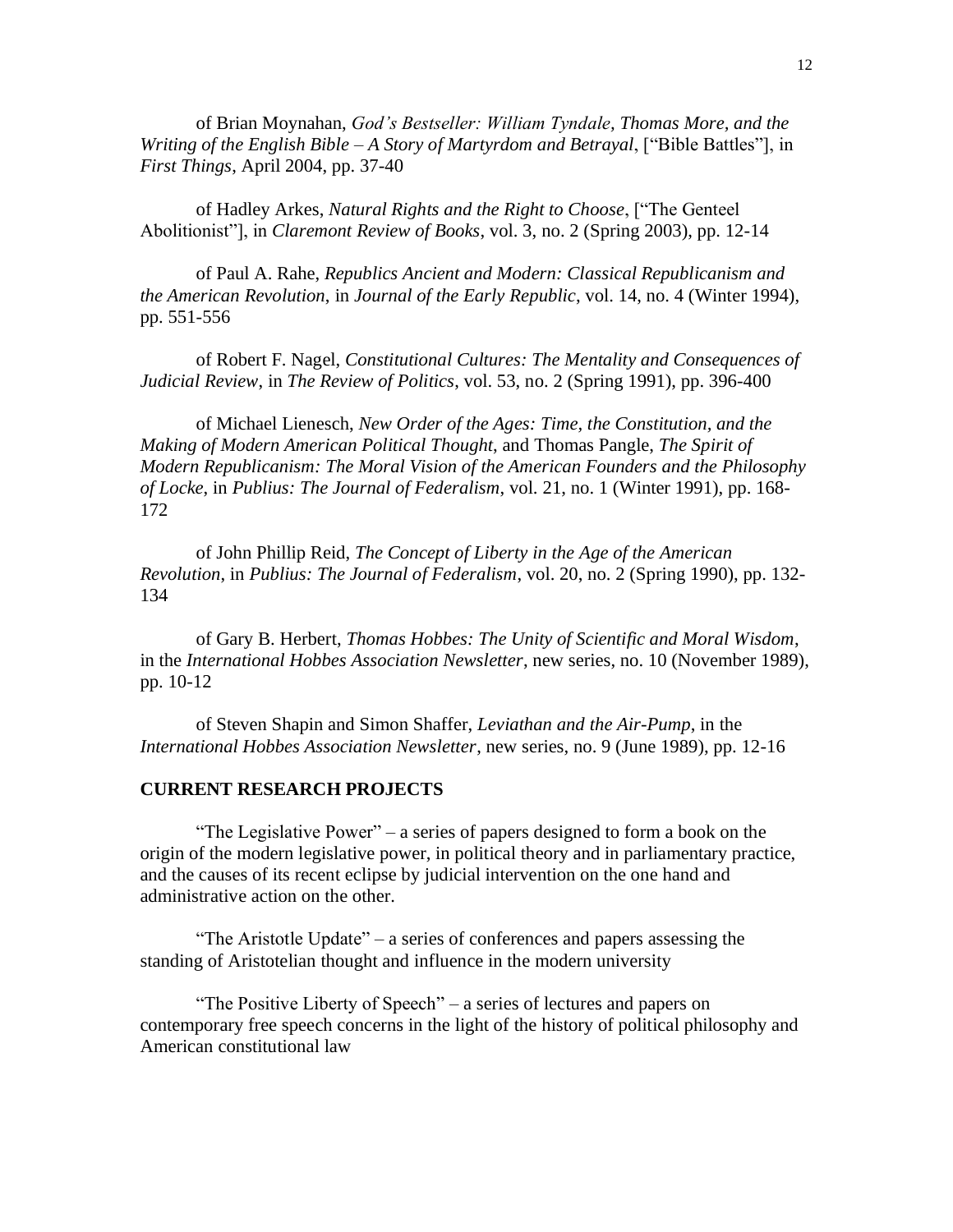of Brian Moynahan, *God's Bestseller: William Tyndale, Thomas More, and the Writing of the English Bible – A Story of Martyrdom and Betrayal*, ["Bible Battles"], in *First Things*, April 2004, pp. 37-40

of Hadley Arkes, *Natural Rights and the Right to Choose*, ["The Genteel Abolitionist"], in *Claremont Review of Books*, vol. 3, no. 2 (Spring 2003), pp. 12-14

of Paul A. Rahe, *Republics Ancient and Modern: Classical Republicanism and the American Revolution*, in *Journal of the Early Republic*, vol. 14, no. 4 (Winter 1994), pp. 551-556

of Robert F. Nagel, *Constitutional Cultures: The Mentality and Consequences of Judicial Review*, in *The Review of Politics*, vol. 53, no. 2 (Spring 1991), pp. 396-400

of Michael Lienesch, *New Order of the Ages: Time, the Constitution, and the Making of Modern American Political Thought*, and Thomas Pangle, *The Spirit of Modern Republicanism: The Moral Vision of the American Founders and the Philosophy of Locke*, in *Publius: The Journal of Federalism*, vol. 21, no. 1 (Winter 1991), pp. 168-172

of John Phillip Reid, *The Concept of Liberty in the Age of the American Revolution*, in *Publius: The Journal of Federalism*, vol. 20, no. 2 (Spring 1990), pp. 132-134

of Gary B. Herbert, *Thomas Hobbes: The Unity of Scientific and Moral Wisdom*, in the *International Hobbes Association Newsletter*, new series, no. 10 (November 1989), pp. 10-12

of Steven Shapin and Simon Shaffer, *Leviathan and the Air-Pump*, in the *International Hobbes Association Newsletter*, new series, no. 9 (June 1989), pp. 12-16

## CURRENT RESEARCH PROJECTS

"The Legislative Power" – a series of papers designed to form a book on the origin of the modern legislative power, in political theory and in parliamentary practice, and the causes of its recent eclipse by judicial intervention on the one hand and administrative action on the other.

"The Aristotle Update" – a series of conferences and papers assessing the standing of Aristotelian thought and influence in the modern university

"The Positive Liberty of Speech" – a series of lectures and papers on contemporary free speech concerns in the light of the history of political philosophy and American constitutional law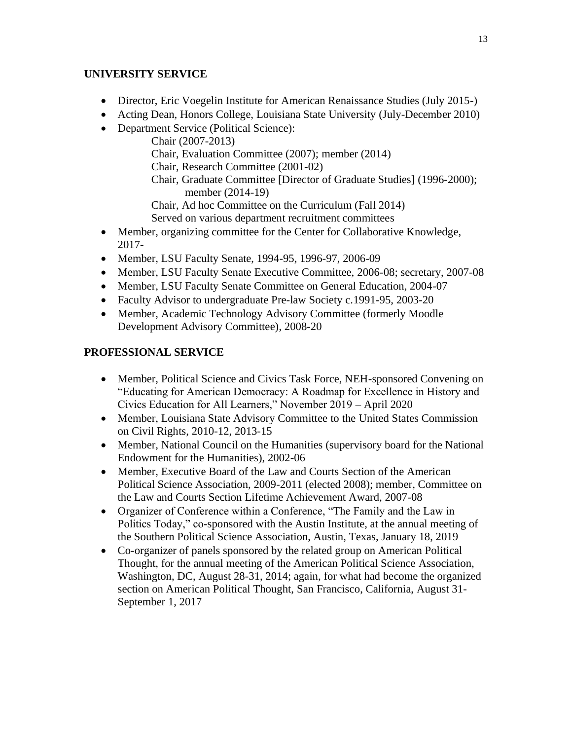## UNIVERSITY SERVICE

- Director, Eric Voegelin Institute for American Renaissance Studies (July 2015-)
- Acting Dean, Honors College, Louisiana State University (July-December 2010)
- Department Service (Political Science):
    - Chair (2007-2013)
    - Chair, Evaluation Committee (2007); member (2014)
    - Chair, Research Committee (2001-02)
    - Chair, Graduate Committee [Director of Graduate Studies] (1996-2000); member (2014-19)
    - Chair, Ad hoc Committee on the Curriculum (Fall 2014)
    - Served on various department recruitment committees
- Member, organizing committee for the Center for Collaborative Knowledge, 2017-
- Member, LSU Faculty Senate, 1994-95, 1996-97, 2006-09
- Member, LSU Faculty Senate Executive Committee, 2006-08; secretary, 2007-08
- Member, LSU Faculty Senate Committee on General Education, 2004-07
- Faculty Advisor to undergraduate Pre-law Society c.1991-95, 2003-20
- Member, Academic Technology Advisory Committee (formerly Moodle Development Advisory Committee), 2008-20

## PROFESSIONAL SERVICE

- Member, Political Science and Civics Task Force, NEH-sponsored Convening on "Educating for American Democracy: A Roadmap for Excellence in History and Civics Education for All Learners," November 2019 – April 2020
- Member, Louisiana State Advisory Committee to the United States Commission on Civil Rights, 2010-12, 2013-15
- Member, National Council on the Humanities (supervisory board for the National Endowment for the Humanities), 2002-06
- Member, Executive Board of the Law and Courts Section of the American Political Science Association, 2009-2011 (elected 2008); member, Committee on the Law and Courts Section Lifetime Achievement Award, 2007-08
- Organizer of Conference within a Conference, "The Family and the Law in Politics Today," co-sponsored with the Austin Institute, at the annual meeting of the Southern Political Science Association, Austin, Texas, January 18, 2019
- Co-organizer of panels sponsored by the related group on American Political Thought, for the annual meeting of the American Political Science Association, Washington, DC, August 28-31, 2014; again, for what had become the organized section on American Political Thought, San Francisco, California, August 31-September 1, 2017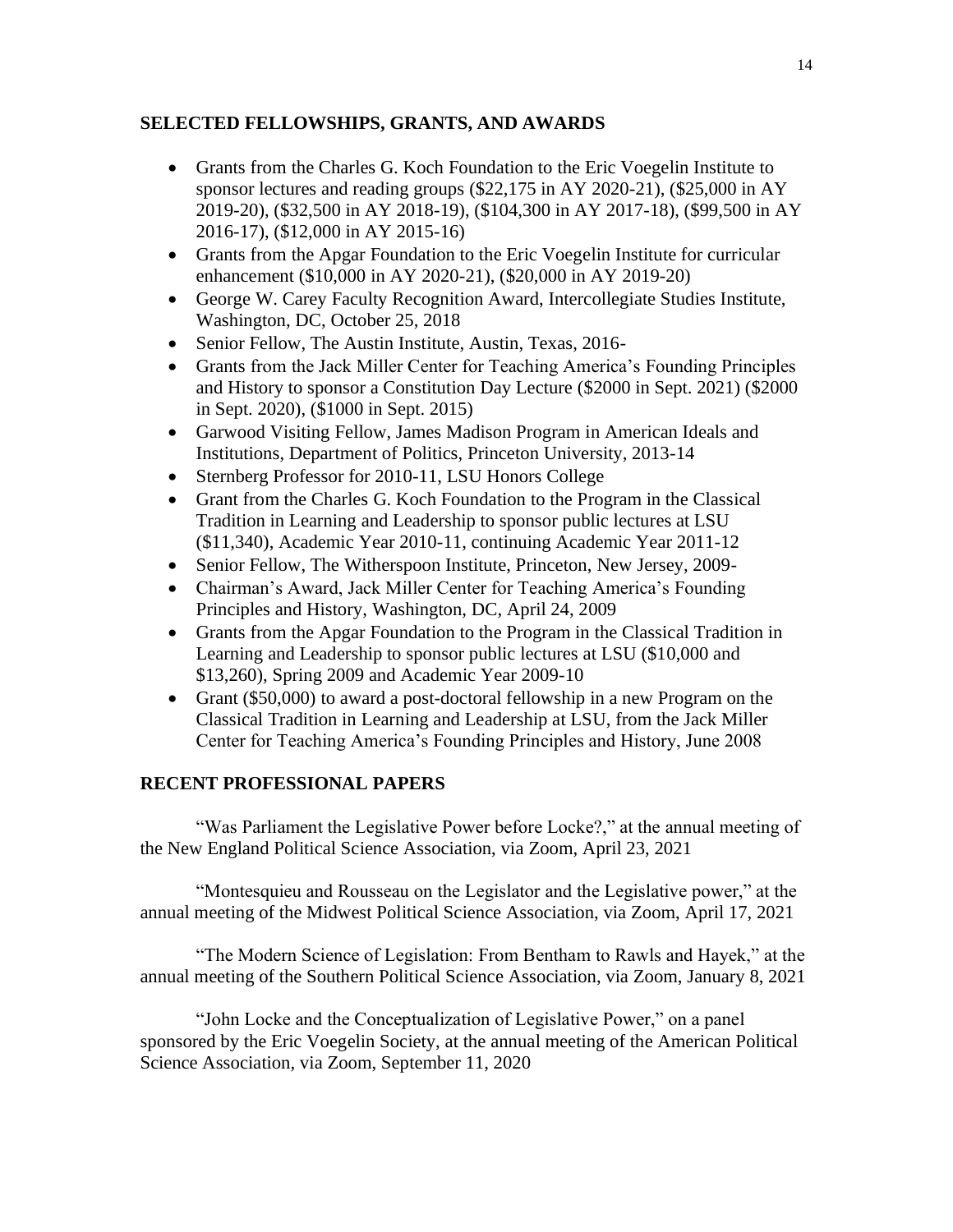## SELECTED FELLOWSHIPS, GRANTS, AND AWARDS

- Grants from the Charles G. Koch Foundation to the Eric Voegelin Institute to sponsor lectures and reading groups ($22,175 in AY 2020-21), ($25,000 in AY 2019-20), ($32,500 in AY 2018-19), ($104,300 in AY 2017-18), ($99,500 in AY 2016-17), ($12,000 in AY 2015-16)
- Grants from the Apgar Foundation to the Eric Voegelin Institute for curricular enhancement ($10,000 in AY 2020-21), ($20,000 in AY 2019-20)
- George W. Carey Faculty Recognition Award, Intercollegiate Studies Institute, Washington, DC, October 25, 2018
- Senior Fellow, The Austin Institute, Austin, Texas, 2016-
- Grants from the Jack Miller Center for Teaching America's Founding Principles and History to sponsor a Constitution Day Lecture ($2000 in Sept. 2021) ($2000 in Sept. 2020), ($1000 in Sept. 2015)
- Garwood Visiting Fellow, James Madison Program in American Ideals and Institutions, Department of Politics, Princeton University, 2013-14
- Sternberg Professor for 2010-11, LSU Honors College
- Grant from the Charles G. Koch Foundation to the Program in the Classical Tradition in Learning and Leadership to sponsor public lectures at LSU ($11,340), Academic Year 2010-11, continuing Academic Year 2011-12
- Senior Fellow, The Witherspoon Institute, Princeton, New Jersey, 2009-
- Chairman's Award, Jack Miller Center for Teaching America's Founding Principles and History, Washington, DC, April 24, 2009
- Grants from the Apgar Foundation to the Program in the Classical Tradition in Learning and Leadership to sponsor public lectures at LSU ($10,000 and $13,260), Spring 2009 and Academic Year 2009-10
- Grant ($50,000) to award a post-doctoral fellowship in a new Program on the Classical Tradition in Learning and Leadership at LSU, from the Jack Miller Center for Teaching America's Founding Principles and History, June 2008

## RECENT PROFESSIONAL PAPERS

"Was Parliament the Legislative Power before Locke?," at the annual meeting of the New England Political Science Association, via Zoom, April 23, 2021

"Montesquieu and Rousseau on the Legislator and the Legislative power," at the annual meeting of the Midwest Political Science Association, via Zoom, April 17, 2021

"The Modern Science of Legislation: From Bentham to Rawls and Hayek," at the annual meeting of the Southern Political Science Association, via Zoom, January 8, 2021

"John Locke and the Conceptualization of Legislative Power," on a panel sponsored by the Eric Voegelin Society, at the annual meeting of the American Political Science Association, via Zoom, September 11, 2020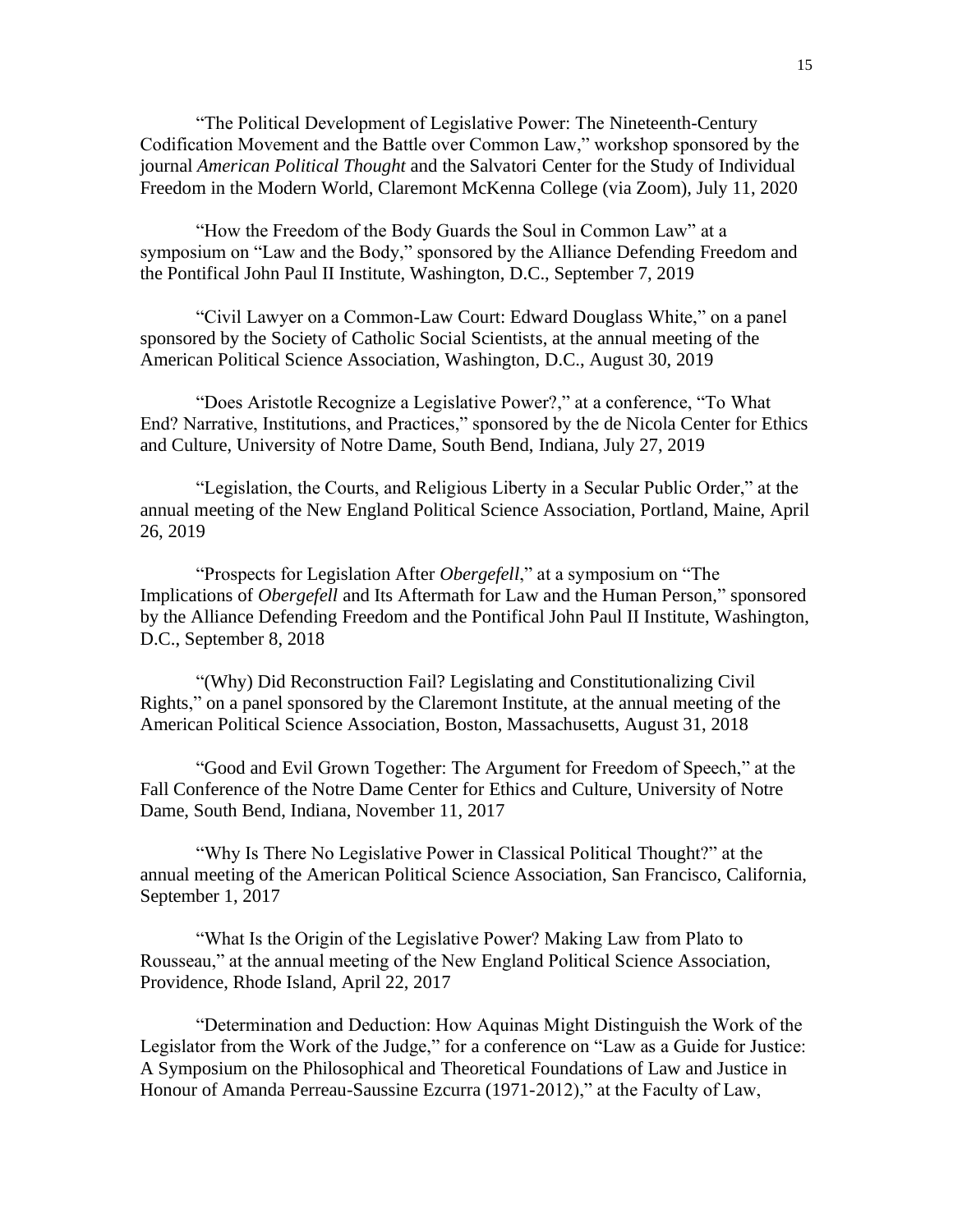"The Political Development of Legislative Power: The Nineteenth-Century Codification Movement and the Battle over Common Law," workshop sponsored by the journal *American Political Thought* and the Salvatori Center for the Study of Individual Freedom in the Modern World, Claremont McKenna College (via Zoom), July 11, 2020

"How the Freedom of the Body Guards the Soul in Common Law" at a symposium on "Law and the Body," sponsored by the Alliance Defending Freedom and the Pontifical John Paul II Institute, Washington, D.C., September 7, 2019

"Civil Lawyer on a Common-Law Court: Edward Douglass White," on a panel sponsored by the Society of Catholic Social Scientists, at the annual meeting of the American Political Science Association, Washington, D.C., August 30, 2019

"Does Aristotle Recognize a Legislative Power?," at a conference, "To What End? Narrative, Institutions, and Practices," sponsored by the de Nicola Center for Ethics and Culture, University of Notre Dame, South Bend, Indiana, July 27, 2019

"Legislation, the Courts, and Religious Liberty in a Secular Public Order," at the annual meeting of the New England Political Science Association, Portland, Maine, April 26, 2019

"Prospects for Legislation After *Obergefell*," at a symposium on "The Implications of *Obergefell* and Its Aftermath for Law and the Human Person," sponsored by the Alliance Defending Freedom and the Pontifical John Paul II Institute, Washington, D.C., September 8, 2018

"(Why) Did Reconstruction Fail? Legislating and Constitutionalizing Civil Rights," on a panel sponsored by the Claremont Institute, at the annual meeting of the American Political Science Association, Boston, Massachusetts, August 31, 2018

"Good and Evil Grown Together: The Argument for Freedom of Speech," at the Fall Conference of the Notre Dame Center for Ethics and Culture, University of Notre Dame, South Bend, Indiana, November 11, 2017

"Why Is There No Legislative Power in Classical Political Thought?" at the annual meeting of the American Political Science Association, San Francisco, California, September 1, 2017

"What Is the Origin of the Legislative Power? Making Law from Plato to Rousseau," at the annual meeting of the New England Political Science Association, Providence, Rhode Island, April 22, 2017

"Determination and Deduction: How Aquinas Might Distinguish the Work of the Legislator from the Work of the Judge," for a conference on "Law as a Guide for Justice: A Symposium on the Philosophical and Theoretical Foundations of Law and Justice in Honour of Amanda Perreau-Saussine Ezcurra (1971-2012)," at the Faculty of Law,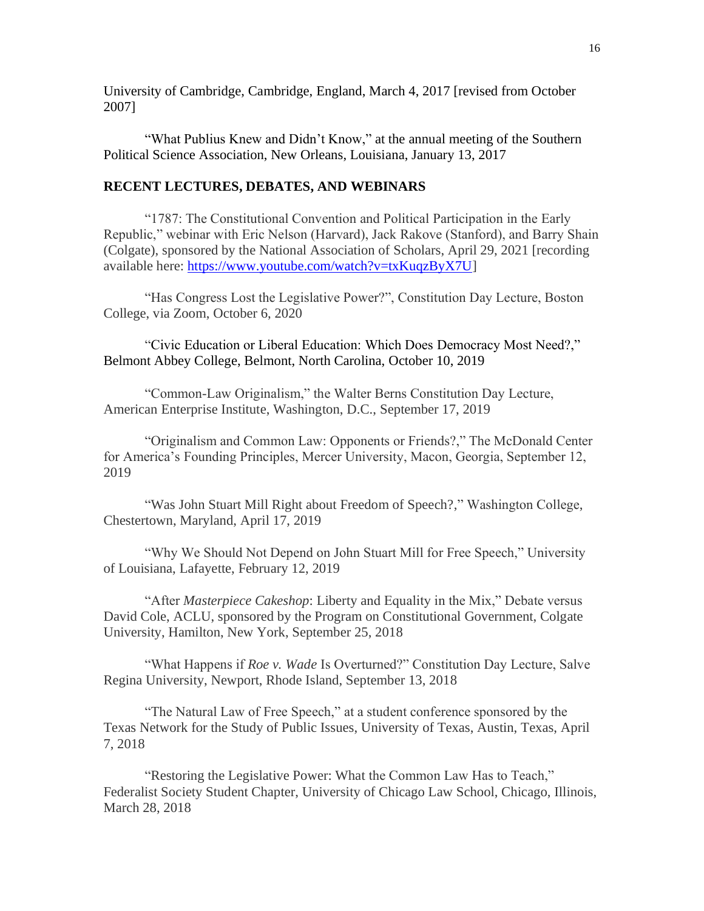University of Cambridge, Cambridge, England, March 4, 2017 [revised from October 2007]

"What Publius Knew and Didn't Know," at the annual meeting of the Southern Political Science Association, New Orleans, Louisiana, January 13, 2017

**RECENT LECTURES, DEBATES, AND WEBINARS**

"1787: The Constitutional Convention and Political Participation in the Early Republic," webinar with Eric Nelson (Harvard), Jack Rakove (Stanford), and Barry Shain (Colgate), sponsored by the National Association of Scholars, April 29, 2021 [recording available here: https://www.youtube.com/watch?v=txKuqzByX7U]

"Has Congress Lost the Legislative Power?", Constitution Day Lecture, Boston College, via Zoom, October 6, 2020

"Civic Education or Liberal Education: Which Does Democracy Most Need?," Belmont Abbey College, Belmont, North Carolina, October 10, 2019

"Common-Law Originalism," the Walter Berns Constitution Day Lecture, American Enterprise Institute, Washington, D.C., September 17, 2019

"Originalism and Common Law: Opponents or Friends?," The McDonald Center for America's Founding Principles, Mercer University, Macon, Georgia, September 12, 2019

"Was John Stuart Mill Right about Freedom of Speech?," Washington College, Chestertown, Maryland, April 17, 2019

"Why We Should Not Depend on John Stuart Mill for Free Speech," University of Louisiana, Lafayette, February 12, 2019

"After *Masterpiece Cakeshop*: Liberty and Equality in the Mix," Debate versus David Cole, ACLU, sponsored by the Program on Constitutional Government, Colgate University, Hamilton, New York, September 25, 2018

"What Happens if *Roe v. Wade* Is Overturned?" Constitution Day Lecture, Salve Regina University, Newport, Rhode Island, September 13, 2018

"The Natural Law of Free Speech," at a student conference sponsored by the Texas Network for the Study of Public Issues, University of Texas, Austin, Texas, April 7, 2018

"Restoring the Legislative Power: What the Common Law Has to Teach," Federalist Society Student Chapter, University of Chicago Law School, Chicago, Illinois, March 28, 2018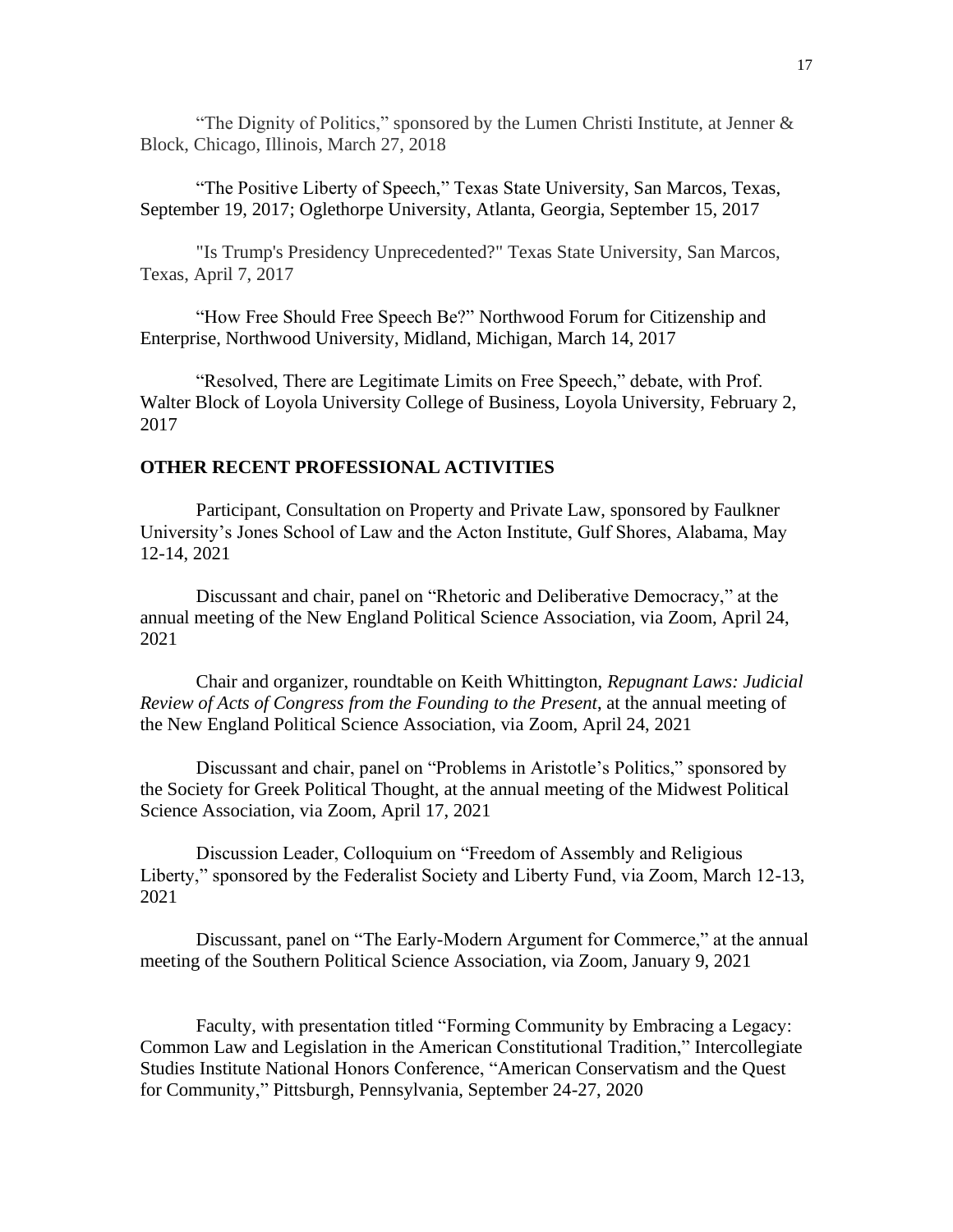"The Dignity of Politics," sponsored by the Lumen Christi Institute, at Jenner & Block, Chicago, Illinois, March 27, 2018

"The Positive Liberty of Speech," Texas State University, San Marcos, Texas, September 19, 2017; Oglethorpe University, Atlanta, Georgia, September 15, 2017

"Is Trump's Presidency Unprecedented?" Texas State University, San Marcos, Texas, April 7, 2017

"How Free Should Free Speech Be?" Northwood Forum for Citizenship and Enterprise, Northwood University, Midland, Michigan, March 14, 2017

"Resolved, There are Legitimate Limits on Free Speech," debate, with Prof. Walter Block of Loyola University College of Business, Loyola University, February 2, 2017

**OTHER RECENT PROFESSIONAL ACTIVITIES**

Participant, Consultation on Property and Private Law, sponsored by Faulkner University's Jones School of Law and the Acton Institute, Gulf Shores, Alabama, May 12-14, 2021

Discussant and chair, panel on "Rhetoric and Deliberative Democracy," at the annual meeting of the New England Political Science Association, via Zoom, April 24, 2021

Chair and organizer, roundtable on Keith Whittington, *Repugnant Laws: Judicial Review of Acts of Congress from the Founding to the Present*, at the annual meeting of the New England Political Science Association, via Zoom, April 24, 2021

Discussant and chair, panel on "Problems in Aristotle's Politics," sponsored by the Society for Greek Political Thought, at the annual meeting of the Midwest Political Science Association, via Zoom, April 17, 2021

Discussion Leader, Colloquium on "Freedom of Assembly and Religious Liberty," sponsored by the Federalist Society and Liberty Fund, via Zoom, March 12-13, 2021

Discussant, panel on "The Early-Modern Argument for Commerce," at the annual meeting of the Southern Political Science Association, via Zoom, January 9, 2021

Faculty, with presentation titled "Forming Community by Embracing a Legacy: Common Law and Legislation in the American Constitutional Tradition," Intercollegiate Studies Institute National Honors Conference, "American Conservatism and the Quest for Community," Pittsburgh, Pennsylvania, September 24-27, 2020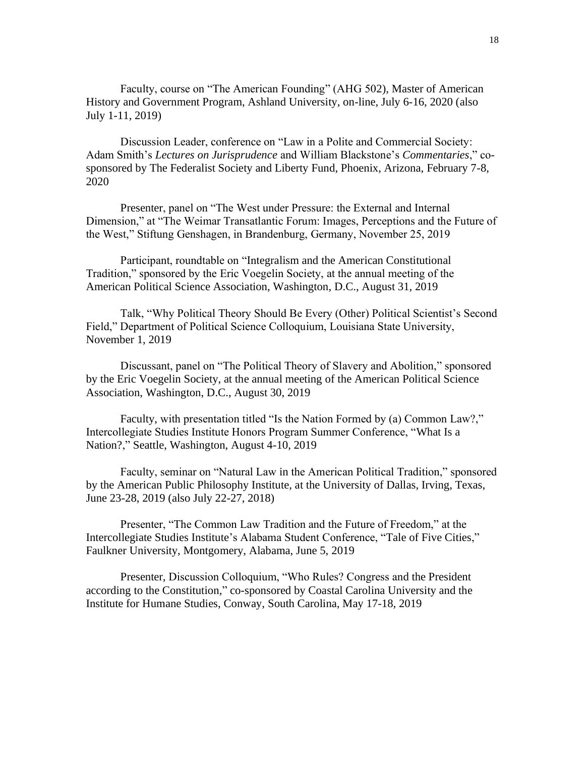Faculty, course on "The American Founding" (AHG 502), Master of American History and Government Program, Ashland University, on-line, July 6-16, 2020 (also July 1-11, 2019)

Discussion Leader, conference on "Law in a Polite and Commercial Society: Adam Smith's *Lectures on Jurisprudence* and William Blackstone's *Commentaries*," co-sponsored by The Federalist Society and Liberty Fund, Phoenix, Arizona, February 7-8, 2020

Presenter, panel on "The West under Pressure: the External and Internal Dimension," at "The Weimar Transatlantic Forum: Images, Perceptions and the Future of the West," Stiftung Genshagen, in Brandenburg, Germany, November 25, 2019

Participant, roundtable on "Integralism and the American Constitutional Tradition," sponsored by the Eric Voegelin Society, at the annual meeting of the American Political Science Association, Washington, D.C., August 31, 2019

Talk, "Why Political Theory Should Be Every (Other) Political Scientist's Second Field," Department of Political Science Colloquium, Louisiana State University, November 1, 2019

Discussant, panel on "The Political Theory of Slavery and Abolition," sponsored by the Eric Voegelin Society, at the annual meeting of the American Political Science Association, Washington, D.C., August 30, 2019

Faculty, with presentation titled "Is the Nation Formed by (a) Common Law?," Intercollegiate Studies Institute Honors Program Summer Conference, "What Is a Nation?," Seattle, Washington, August 4-10, 2019

Faculty, seminar on "Natural Law in the American Political Tradition," sponsored by the American Public Philosophy Institute, at the University of Dallas, Irving, Texas, June 23-28, 2019 (also July 22-27, 2018)

Presenter, "The Common Law Tradition and the Future of Freedom," at the Intercollegiate Studies Institute's Alabama Student Conference, "Tale of Five Cities," Faulkner University, Montgomery, Alabama, June 5, 2019

Presenter, Discussion Colloquium, "Who Rules? Congress and the President according to the Constitution," co-sponsored by Coastal Carolina University and the Institute for Humane Studies, Conway, South Carolina, May 17-18, 2019